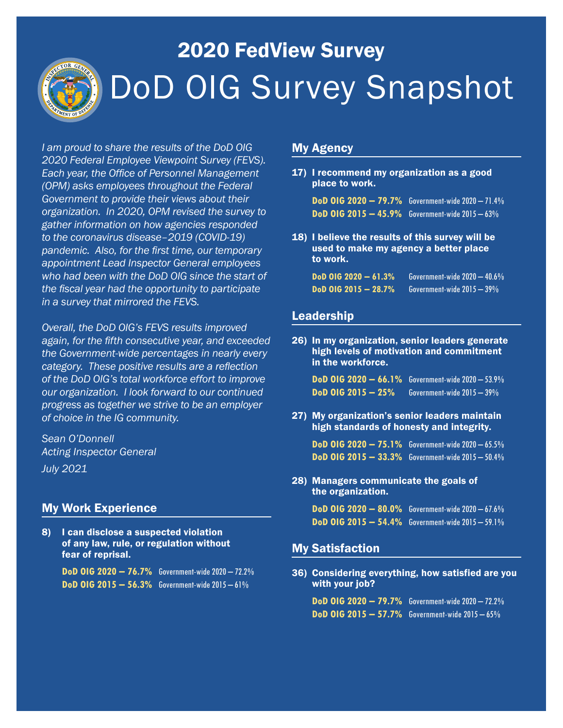# 2020 FedView Survey

# DoD OIG Survey Snapshot

*I am proud to share the results of the DoD OIG 2020 Federal Employee Viewpoint Survey (FEVS). Each year, the Office of Personnel Management (OPM) asks employees throughout the Federal Government to provide their views about their organization. In 2020, OPM revised the survey to gather information on how agencies responded to the coronavirus disease–2019 (COVID-19) pandemic. Also, for the first time, our temporary appointment Lead Inspector General employees who had been with the DoD OIG since the start of the fiscal year had the opportunity to participate in a survey that mirrored the FEVS.*

*Overall, the DoD OIG's FEVS results improved again, for the fifth consecutive year, and exceeded the Government-wide percentages in nearly every category. These positive results are a reflection of the DoD OIG's total workforce effort to improve our organization. I look forward to our continued progress as together we strive to be an employer of choice in the IG community.*

*Sean O'Donnell*
*Acting Inspector General*
*July 2021*

## My Work Experience

**8) I can disclose a suspected violation of any law, rule, or regulation without fear of reprisal.**

**DoD OIG 2020 – 76.7%** Government-wide 2020 – 72.2%
**DoD OIG 2015 – 56.3%** Government-wide 2015 – 61%

## My Agency

**17) I recommend my organization as a good place to work.**

**DoD OIG 2020 – 79.7%** Government-wide 2020 – 71.4%
**DoD OIG 2015 – 45.9%** Government-wide 2015 – 63%

**18) I believe the results of this survey will be used to make my agency a better place to work.**

**DoD OIG 2020 – 61.3%** Government-wide 2020 – 40.6%
**DoD OIG 2015 – 28.7%** Government-wide 2015 – 39%

## Leadership

**26) In my organization, senior leaders generate high levels of motivation and commitment in the workforce.**

**DoD OIG 2020 – 66.1%** Government-wide 2020 – 53.9%
**DoD OIG 2015 – 25%** Government-wide 2015 – 39%

**27) My organization's senior leaders maintain high standards of honesty and integrity.**

**DoD OIG 2020 – 75.1%** Government-wide 2020 – 65.5%
**DoD OIG 2015 – 33.3%** Government-wide 2015 – 50.4%

**28) Managers communicate the goals of the organization.**

**DoD OIG 2020 – 80.0%** Government-wide 2020 – 67.6%
**DoD OIG 2015 – 54.4%** Government-wide 2015 – 59.1%

## My Satisfaction

**36) Considering everything, how satisfied are you with your job?**

**DoD OIG 2020 – 79.7%** Government-wide 2020 – 72.2%
**DoD OIG 2015 – 57.7%** Government-wide 2015 – 65%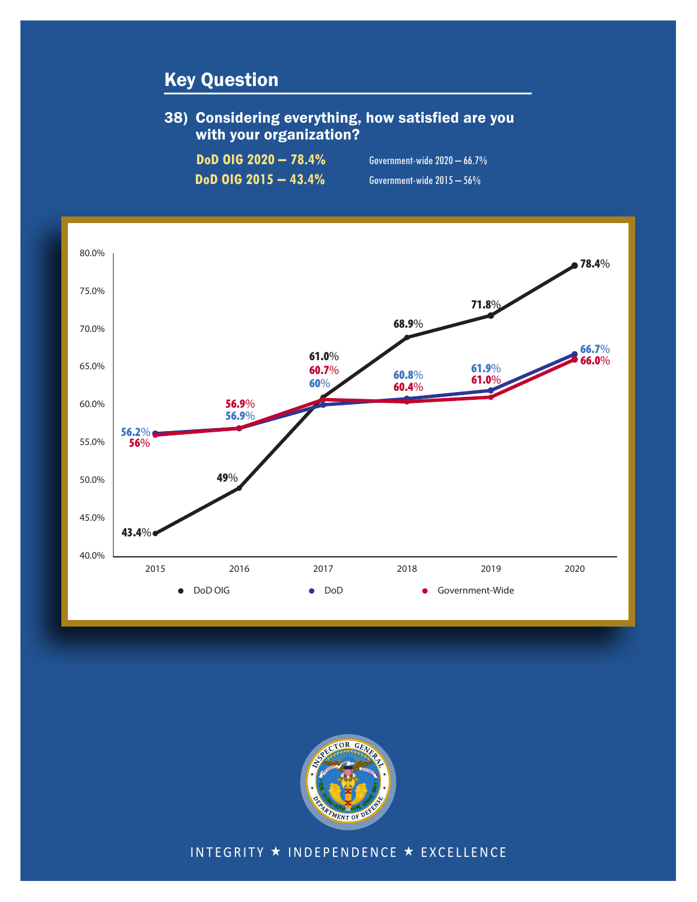## Key Question

### 38) Considering everything, how satisfied are you with your organization?

**DoD OIG 2020 – 78.4%** Government-wide 2020 – 66.7%

**DoD OIG 2015 – 43.4%** Government-wide 2015 – 56%

80.0%
75.0%
70.0%
65.0%
60.0%
55.0%
50.0%
45.0%
40.0%

2015
2016
2017
2018
2019
2020

43.4%
56.2%
56%
49%
56.9%
56.9%
61.0%
60.7%
60%
68.9%
60.8%
60.4%
71.8%
61.9%
61.0%
78.4%
66.7%
66.0%

DoD OIG
DoD
Government-Wide

INTEGRITY ★ INDEPENDENCE ★ EXCELLENCE